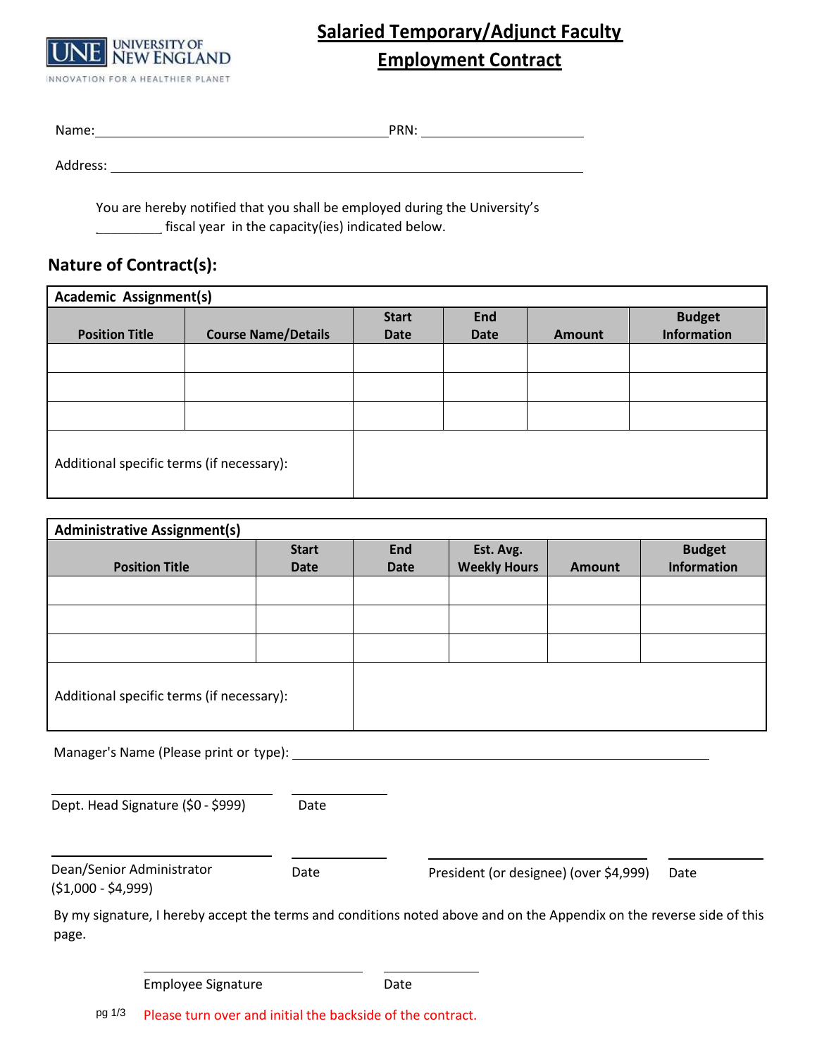UNIVERSITY OF NEW ENGLAND
INNOVATION FOR A HEALTHIER PLANET

# Salaried Temporary/Adjunct Faculty Employment Contract

Name: ______________________________ PRN: ____________________

Address: __________________________________________________

You are hereby notified that you shall be employed during the University's ________ fiscal year in the capacity(ies) indicated below.

## Nature of Contract(s):

| Academic Assignment(s) | | | | | |
|---|---|---|---|---|---|
| **Position Title** | **Course Name/Details** | **Start Date** | **End Date** | **Amount** | **Budget Information** |
| | | | | | |
| | | | | | |
| | | | | | |
| Additional specific terms (if necessary): | | | | | |

| Administrative Assignment(s) | | | | | |
|---|---|---|---|---|---|
| **Position Title** | **Start Date** | **End Date** | **Est. Avg. Weekly Hours** | **Amount** | **Budget Information** |
| | | | | | |
| | | | | | |
| | | | | | |
| Additional specific terms (if necessary): | | | | | |

Manager's Name (Please print or type): ______________________________

______________________ ____________
Dept. Head Signature ($0 - $999) Date

______________________ ____________ ______________________ ____________
Dean/Senior Administrator ($1,000 - $4,999) Date President (or designee) (over $4,999) Date

By my signature, I hereby accept the terms and conditions noted above and on the Appendix on the reverse side of this page.

______________________ ____________
Employee Signature Date

Please turn over and initial the backside of the contract.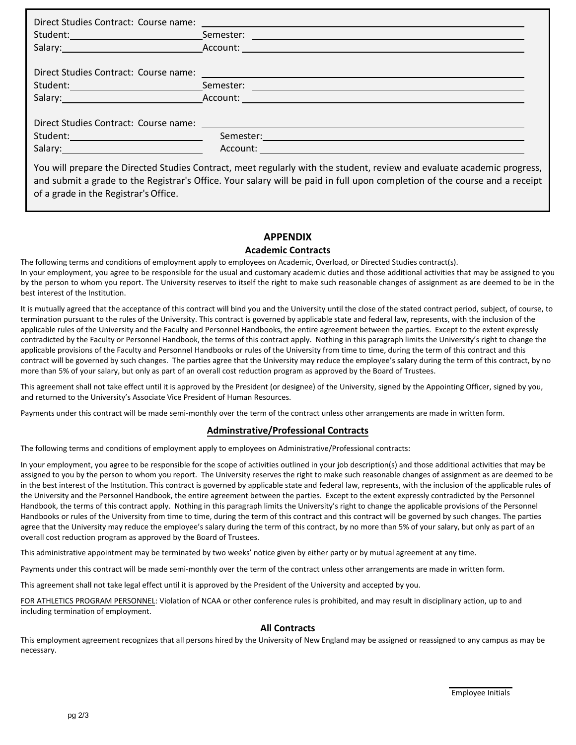Direct Studies Contract: Course name: ____________________
Student: ____________________ Semester: ____________________
Salary: ____________________ Account: ____________________

Direct Studies Contract: Course name: ____________________
Student: ____________________ Semester: ____________________
Salary: ____________________ Account: ____________________

Direct Studies Contract: Course name: ____________________
Student: ____________________ Semester: ____________________
Salary: ____________________ Account: ____________________

You will prepare the Directed Studies Contract, meet regularly with the student, review and evaluate academic progress, and submit a grade to the Registrar's Office. Your salary will be paid in full upon completion of the course and a receipt of a grade in the Registrar's Office.

## APPENDIX

### Academic Contracts

The following terms and conditions of employment apply to employees on Academic, Overload, or Directed Studies contract(s).
In your employment, you agree to be responsible for the usual and customary academic duties and those additional activities that may be assigned to you by the person to whom you report. The University reserves to itself the right to make such reasonable changes of assignment as are deemed to be in the best interest of the Institution.

It is mutually agreed that the acceptance of this contract will bind you and the University until the close of the stated contract period, subject, of course, to termination pursuant to the rules of the University. This contract is governed by applicable state and federal law, represents, with the inclusion of the applicable rules of the University and the Faculty and Personnel Handbooks, the entire agreement between the parties. Except to the extent expressly contradicted by the Faculty or Personnel Handbook, the terms of this contract apply. Nothing in this paragraph limits the University's right to change the applicable provisions of the Faculty and Personnel Handbooks or rules of the University from time to time, during the term of this contract and this contract will be governed by such changes. The parties agree that the University may reduce the employee's salary during the term of this contract, by no more than 5% of your salary, but only as part of an overall cost reduction program as approved by the Board of Trustees.

This agreement shall not take effect until it is approved by the President (or designee) of the University, signed by the Appointing Officer, signed by you, and returned to the University's Associate Vice President of Human Resources.

Payments under this contract will be made semi-monthly over the term of the contract unless other arrangements are made in written form.

### Adminstrative/Professional Contracts

The following terms and conditions of employment apply to employees on Administrative/Professional contracts:

In your employment, you agree to be responsible for the scope of activities outlined in your job description(s) and those additional activities that may be assigned to you by the person to whom you report. The University reserves the right to make such reasonable changes of assignment as are deemed to be in the best interest of the Institution. This contract is governed by applicable state and federal law, represents, with the inclusion of the applicable rules of the University and the Personnel Handbook, the entire agreement between the parties. Except to the extent expressly contradicted by the Personnel Handbook, the terms of this contract apply. Nothing in this paragraph limits the University's right to change the applicable provisions of the Personnel Handbooks or rules of the University from time to time, during the term of this contract and this contract will be governed by such changes. The parties agree that the University may reduce the employee's salary during the term of this contract, by no more than 5% of your salary, but only as part of an overall cost reduction program as approved by the Board of Trustees.

This administrative appointment may be terminated by two weeks' notice given by either party or by mutual agreement at any time.

Payments under this contract will be made semi-monthly over the term of the contract unless other arrangements are made in written form.

This agreement shall not take legal effect until it is approved by the President of the University and accepted by you.

FOR ATHLETICS PROGRAM PERSONNEL: Violation of NCAA or other conference rules is prohibited, and may result in disciplinary action, up to and including termination of employment.

### All Contracts

This employment agreement recognizes that all persons hired by the University of New England may be assigned or reassigned to any campus as may be necessary.

____________
Employee Initials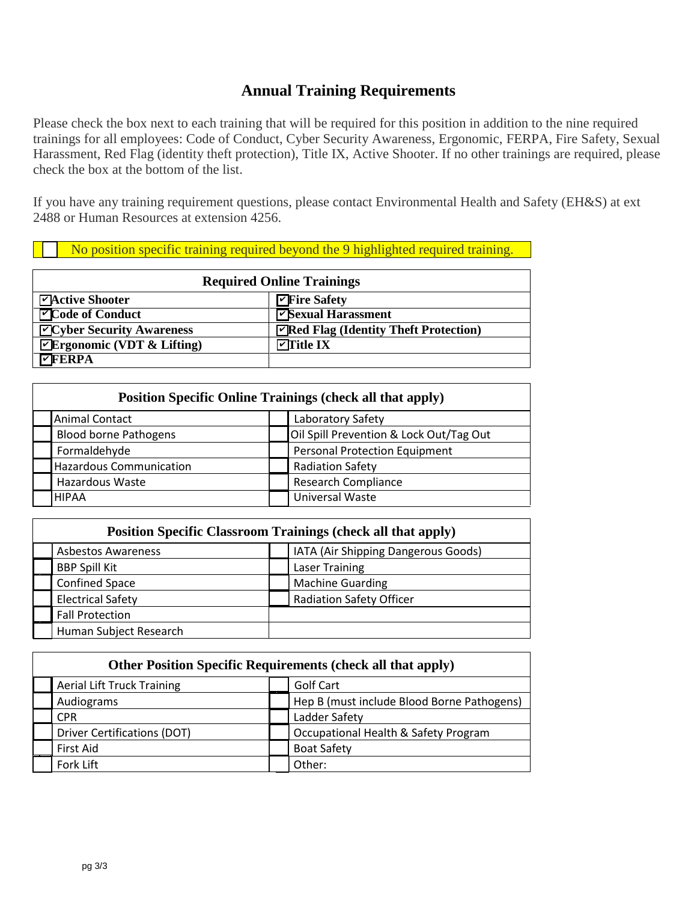# Annual Training Requirements

Please check the box next to each training that will be required for this position in addition to the nine required trainings for all employees: Code of Conduct, Cyber Security Awareness, Ergonomic, FERPA, Fire Safety, Sexual Harassment, Red Flag (identity theft protection), Title IX, Active Shooter. If no other trainings are required, please check the box at the bottom of the list.

If you have any training requirement questions, please contact Environmental Health and Safety (EH&S) at ext 2488 or Human Resources at extension 4256.

☐ No position specific training required beyond the 9 highlighted required training.

| Required Online Trainings | |
|---|---|
| ☑ **Active Shooter** | ☑ **Fire Safety** |
| ☑ **Code of Conduct** | ☑ **Sexual Harassment** |
| ☑ **Cyber Security Awareness** | ☑ **Red Flag (Identity Theft Protection)** |
| ☑ **Ergonomic (VDT & Lifting)** | ☑ **Title IX** |
| ☑ **FERPA** | |

| Position Specific Online Trainings (check all that apply) | | | |
|---|---|---|---|
| ☐ | Animal Contact | ☐ | Laboratory Safety |
| ☐ | Blood borne Pathogens | ☐ | Oil Spill Prevention & Lock Out/Tag Out |
| ☐ | Formaldehyde | ☐ | Personal Protection Equipment |
| ☐ | Hazardous Communication | ☐ | Radiation Safety |
| ☐ | Hazardous Waste | ☐ | Research Compliance |
| ☐ | HIPAA | ☐ | Universal Waste |

| Position Specific Classroom Trainings (check all that apply) | | | |
|---|---|---|---|
| ☐ | Asbestos Awareness | ☐ | IATA (Air Shipping Dangerous Goods) |
| ☐ | BBP Spill Kit | ☐ | Laser Training |
| ☐ | Confined Space | ☐ | Machine Guarding |
| ☐ | Electrical Safety | ☐ | Radiation Safety Officer |
| ☐ | Fall Protection | | |
| ☐ | Human Subject Research | | |

| Other Position Specific Requirements (check all that apply) | | | |
|---|---|---|---|
| ☐ | Aerial Lift Truck Training | ☐ | Golf Cart |
| ☐ | Audiograms | ☐ | Hep B (must include Blood Borne Pathogens) |
| ☐ | CPR | ☐ | Ladder Safety |
| ☐ | Driver Certifications (DOT) | ☐ | Occupational Health & Safety Program |
| ☐ | First Aid | ☐ | Boat Safety |
| ☐ | Fork Lift | ☐ | Other: |